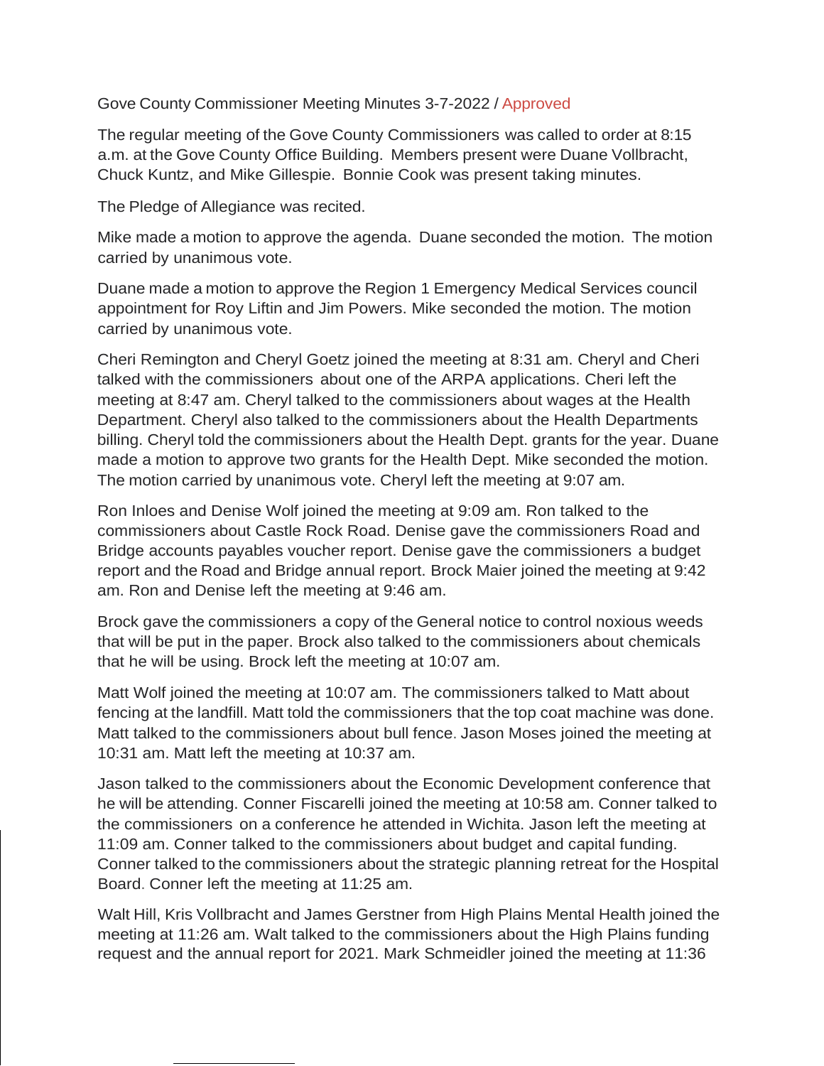Gove County Commissioner Meeting Minutes 3-7-2022 / Approved

The regular meeting of the Gove County Commissioners was called to order at 8:15 a.m. at the Gove County Office Building. Members present were Duane Vollbracht, Chuck Kuntz, and Mike Gillespie. Bonnie Cook was present taking minutes.

The Pledge of Allegiance was recited.

Mike made a motion to approve the agenda. Duane seconded the motion. The motion carried by unanimous vote.

Duane made a motion to approve the Region 1 Emergency Medical Services council appointment for Roy Liftin and Jim Powers. Mike seconded the motion. The motion carried by unanimous vote.

Cheri Remington and Cheryl Goetz joined the meeting at 8:31 am. Cheryl and Cheri talked with the commissioners about one of the ARPA applications. Cheri left the meeting at 8:47 am. Cheryl talked to the commissioners about wages at the Health Department. Cheryl also talked to the commissioners about the Health Departments billing. Cheryl told the commissioners about the Health Dept. grants for the year. Duane made a motion to approve two grants for the Health Dept. Mike seconded the motion. The motion carried by unanimous vote. Cheryl left the meeting at 9:07 am.

Ron Inloes and Denise Wolf joined the meeting at 9:09 am. Ron talked to the commissioners about Castle Rock Road. Denise gave the commissioners Road and Bridge accounts payables voucher report. Denise gave the commissioners a budget report and the Road and Bridge annual report. Brock Maier joined the meeting at 9:42 am. Ron and Denise left the meeting at 9:46 am.

Brock gave the commissioners a copy of the General notice to control noxious weeds that will be put in the paper. Brock also talked to the commissioners about chemicals that he will be using. Brock left the meeting at 10:07 am.

Matt Wolf joined the meeting at 10:07 am. The commissioners talked to Matt about fencing at the landfill. Matt told the commissioners that the top coat machine was done. Matt talked to the commissioners about bull fence. Jason Moses joined the meeting at 10:31 am. Matt left the meeting at 10:37 am.

Jason talked to the commissioners about the Economic Development conference that he will be attending. Conner Fiscarelli joined the meeting at 10:58 am. Conner talked to the commissioners on a conference he attended in Wichita. Jason left the meeting at 11:09 am. Conner talked to the commissioners about budget and capital funding. Conner talked to the commissioners about the strategic planning retreat for the Hospital Board. Conner left the meeting at 11:25 am.

Walt Hill, Kris Vollbracht and James Gerstner from High Plains Mental Health joined the meeting at 11:26 am. Walt talked to the commissioners about the High Plains funding request and the annual report for 2021. Mark Schmeidler joined the meeting at 11:36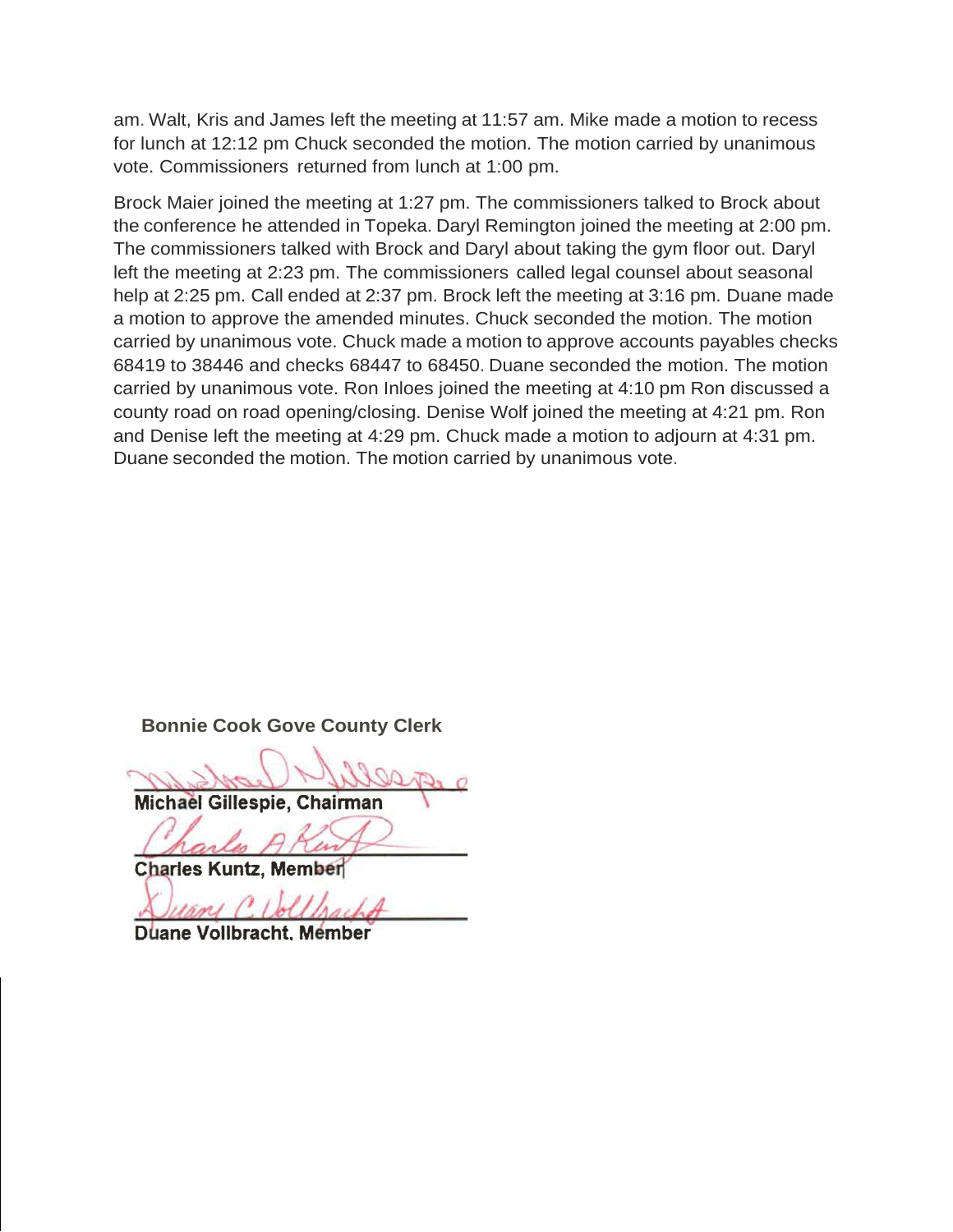am. Walt, Kris and James left the meeting at 11:57 am. Mike made a motion to recess for lunch at 12:12 pm Chuck seconded the motion. The motion carried by unanimous vote. Commissioners returned from lunch at 1:00 pm.

Brock Maier joined the meeting at 1:27 pm. The commissioners talked to Brock about the conference he attended in Topeka. Daryl Remington joined the meeting at 2:00 pm. The commissioners talked with Brock and Daryl about taking the gym floor out. Daryl left the meeting at 2:23 pm. The commissioners called legal counsel about seasonal help at 2:25 pm. Call ended at 2:37 pm. Brock left the meeting at 3:16 pm. Duane made a motion to approve the amended minutes. Chuck seconded the motion. The motion carried by unanimous vote. Chuck made a motion to approve accounts payables checks 68419 to 38446 and checks 68447 to 68450. Duane seconded the motion. The motion carried by unanimous vote. Ron Inloes joined the meeting at 4:10 pm Ron discussed a county road on road opening/closing. Denise Wolf joined the meeting at 4:21 pm. Ron and Denise left the meeting at 4:29 pm. Chuck made a motion to adjourn at 4:31 pm. Duane seconded the motion. The motion carried by unanimous vote.

**Bonnie Cook Gove County Clerk**

**Michael Gillespie, Chairman**

**Charles Kuntz, Member**

**Duane Vollbracht, Member**